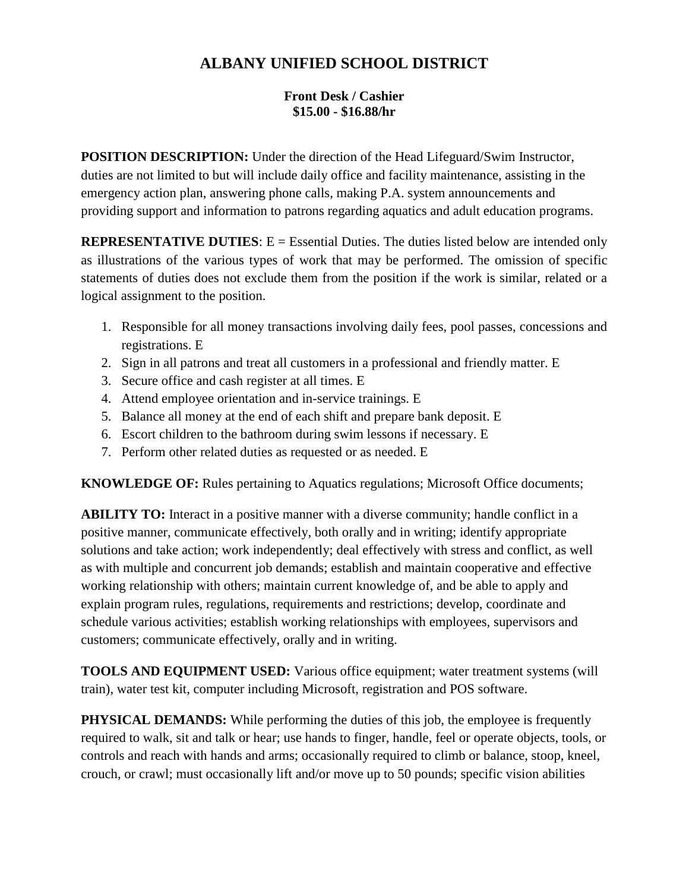# ALBANY UNIFIED SCHOOL DISTRICT

**Front Desk / Cashier**
**$15.00 - $16.88/hr**

**POSITION DESCRIPTION:** Under the direction of the Head Lifeguard/Swim Instructor, duties are not limited to but will include daily office and facility maintenance, assisting in the emergency action plan, answering phone calls, making P.A. system announcements and providing support and information to patrons regarding aquatics and adult education programs.

**REPRESENTATIVE DUTIES**: E = Essential Duties. The duties listed below are intended only as illustrations of the various types of work that may be performed. The omission of specific statements of duties does not exclude them from the position if the work is similar, related or a logical assignment to the position.

1. Responsible for all money transactions involving daily fees, pool passes, concessions and registrations. E
2. Sign in all patrons and treat all customers in a professional and friendly matter. E
3. Secure office and cash register at all times. E
4. Attend employee orientation and in-service trainings. E
5. Balance all money at the end of each shift and prepare bank deposit. E
6. Escort children to the bathroom during swim lessons if necessary. E
7. Perform other related duties as requested or as needed. E

**KNOWLEDGE OF:** Rules pertaining to Aquatics regulations; Microsoft Office documents;

**ABILITY TO:** Interact in a positive manner with a diverse community; handle conflict in a positive manner, communicate effectively, both orally and in writing; identify appropriate solutions and take action; work independently; deal effectively with stress and conflict, as well as with multiple and concurrent job demands; establish and maintain cooperative and effective working relationship with others; maintain current knowledge of, and be able to apply and explain program rules, regulations, requirements and restrictions; develop, coordinate and schedule various activities; establish working relationships with employees, supervisors and customers; communicate effectively, orally and in writing.

**TOOLS AND EQUIPMENT USED:** Various office equipment; water treatment systems (will train), water test kit, computer including Microsoft, registration and POS software.

**PHYSICAL DEMANDS:** While performing the duties of this job, the employee is frequently required to walk, sit and talk or hear; use hands to finger, handle, feel or operate objects, tools, or controls and reach with hands and arms; occasionally required to climb or balance, stoop, kneel, crouch, or crawl; must occasionally lift and/or move up to 50 pounds; specific vision abilities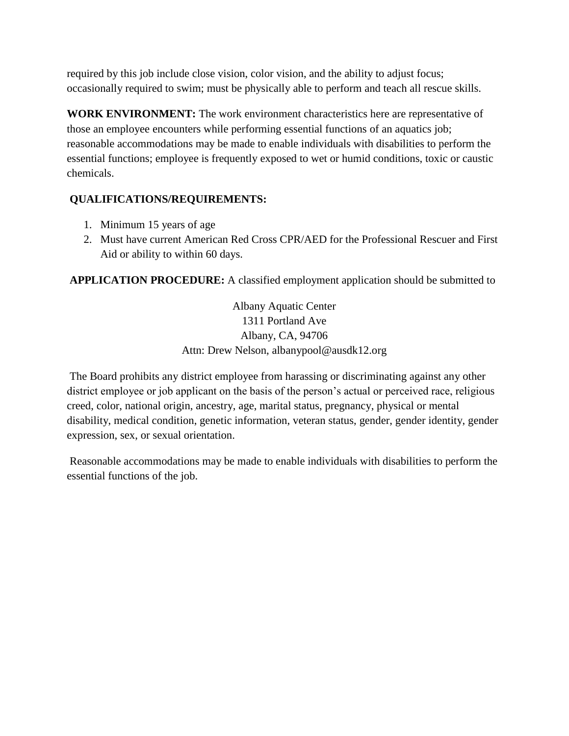required by this job include close vision, color vision, and the ability to adjust focus; occasionally required to swim; must be physically able to perform and teach all rescue skills.

**WORK ENVIRONMENT:** The work environment characteristics here are representative of those an employee encounters while performing essential functions of an aquatics job; reasonable accommodations may be made to enable individuals with disabilities to perform the essential functions; employee is frequently exposed to wet or humid conditions, toxic or caustic chemicals.

**QUALIFICATIONS/REQUIREMENTS:**

1. Minimum 15 years of age
2. Must have current American Red Cross CPR/AED for the Professional Rescuer and First Aid or ability to within 60 days.

**APPLICATION PROCEDURE:** A classified employment application should be submitted to

Albany Aquatic Center
1311 Portland Ave
Albany, CA, 94706
Attn: Drew Nelson, albanypool@ausdk12.org

The Board prohibits any district employee from harassing or discriminating against any other district employee or job applicant on the basis of the person's actual or perceived race, religious creed, color, national origin, ancestry, age, marital status, pregnancy, physical or mental disability, medical condition, genetic information, veteran status, gender, gender identity, gender expression, sex, or sexual orientation.

Reasonable accommodations may be made to enable individuals with disabilities to perform the essential functions of the job.